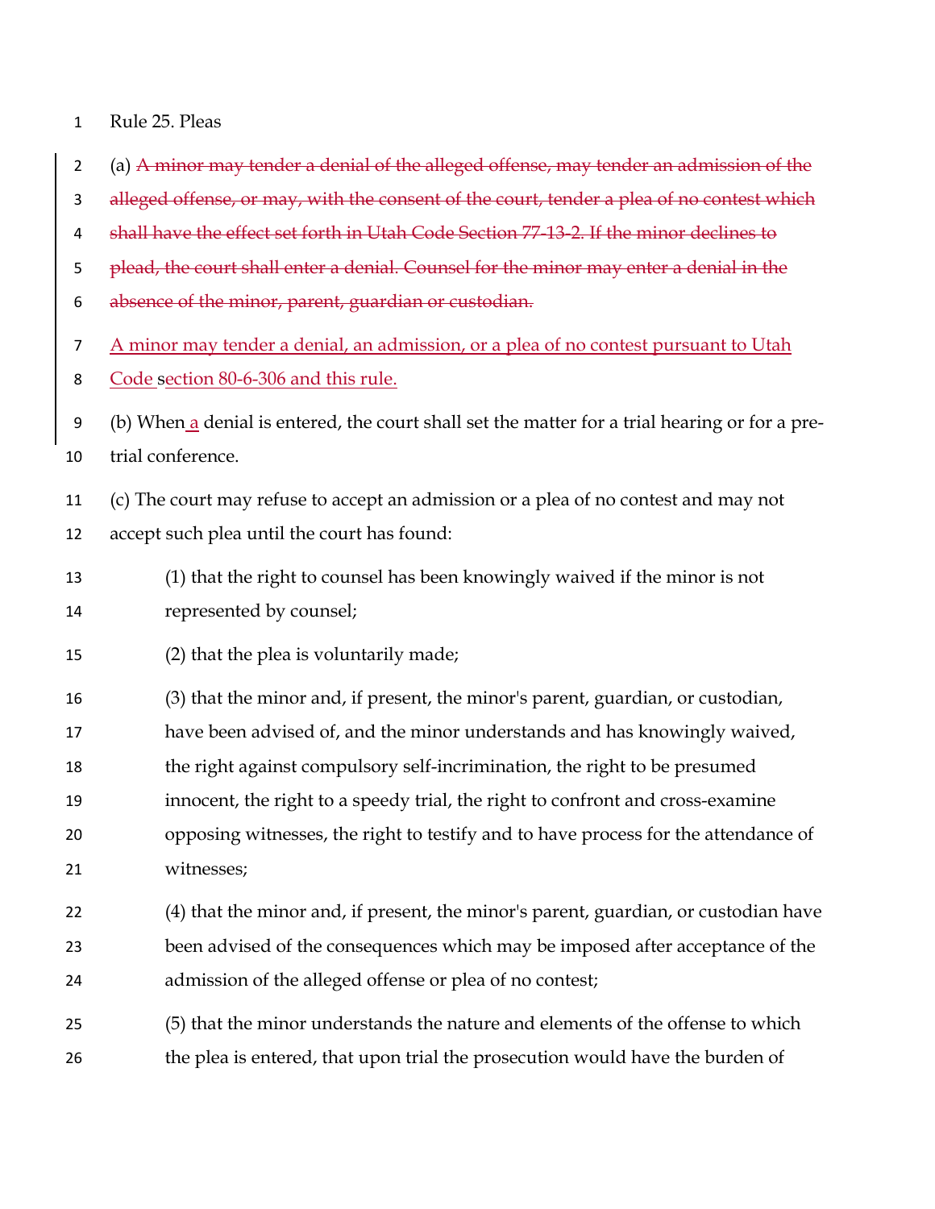Rule 25. Pleas

(a) ~~A minor may tender a denial of the alleged offense, may tender an admission of the alleged offense, or may, with the consent of the court, tender a plea of no contest which shall have the effect set forth in Utah Code Section 77-13-2. If the minor declines to plead, the court shall enter a denial. Counsel for the minor may enter a denial in the absence of the minor, parent, guardian or custodian.~~

<u>A minor may tender a denial, an admission, or a plea of no contest pursuant to Utah Code section 80-6-306 and this rule.</u>

(b) When <u>a</u> denial is entered, the court shall set the matter for a trial hearing or for a pre-trial conference.

(c) The court may refuse to accept an admission or a plea of no contest and may not accept such plea until the court has found:

(1) that the right to counsel has been knowingly waived if the minor is not represented by counsel;

(2) that the plea is voluntarily made;

(3) that the minor and, if present, the minor's parent, guardian, or custodian, have been advised of, and the minor understands and has knowingly waived, the right against compulsory self-incrimination, the right to be presumed innocent, the right to a speedy trial, the right to confront and cross-examine opposing witnesses, the right to testify and to have process for the attendance of witnesses;

(4) that the minor and, if present, the minor's parent, guardian, or custodian have been advised of the consequences which may be imposed after acceptance of the admission of the alleged offense or plea of no contest;

(5) that the minor understands the nature and elements of the offense to which the plea is entered, that upon trial the prosecution would have the burden of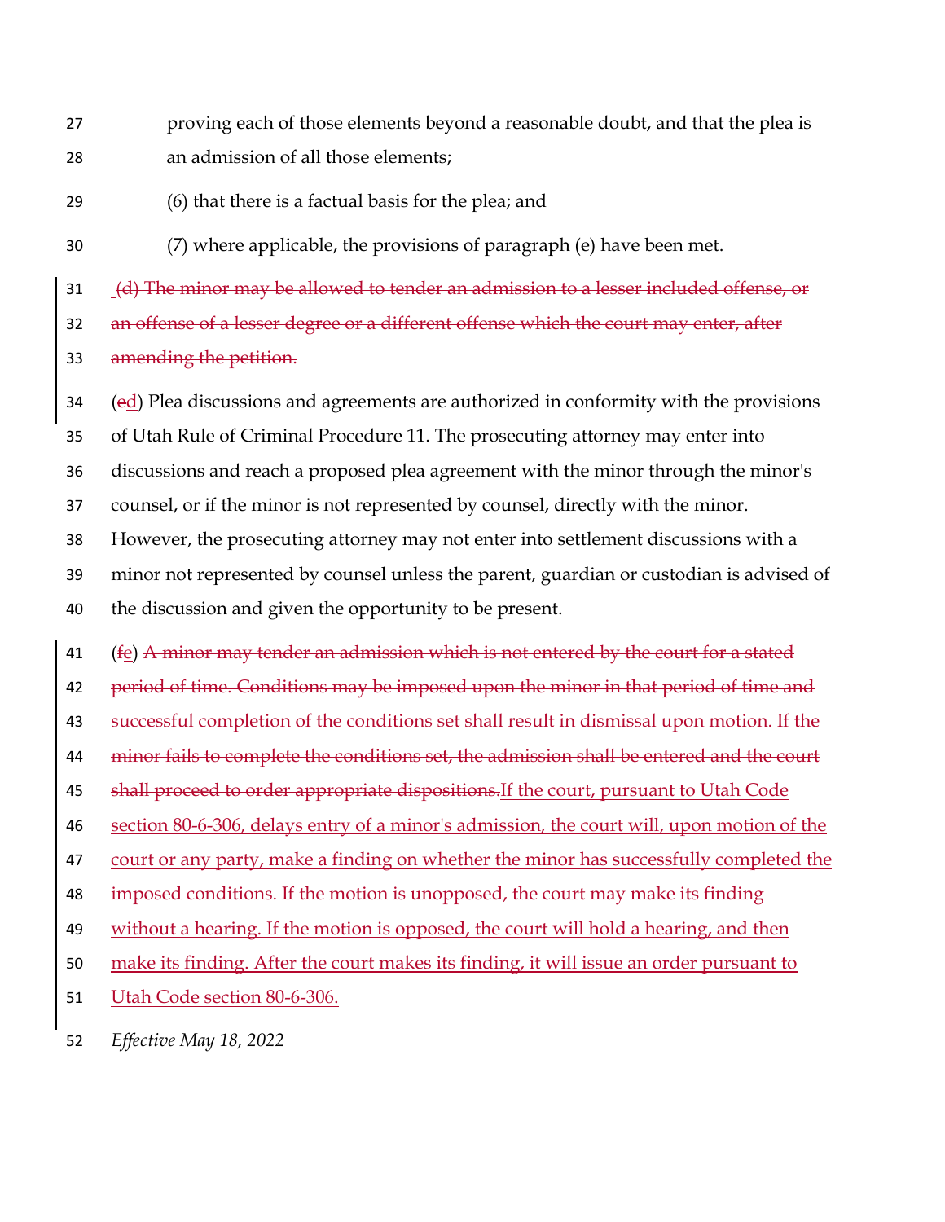proving each of those elements beyond a reasonable doubt, and that the plea is an admission of all those elements;

(6) that there is a factual basis for the plea; and

(7) where applicable, the provisions of paragraph (e) have been met.

~~(d) The minor may be allowed to tender an admission to a lesser included offense, or an offense of a lesser degree or a different offense which the court may enter, after amending the petition.~~

(~~e~~<u>d</u>) Plea discussions and agreements are authorized in conformity with the provisions of Utah Rule of Criminal Procedure 11. The prosecuting attorney may enter into discussions and reach a proposed plea agreement with the minor through the minor's counsel, or if the minor is not represented by counsel, directly with the minor. However, the prosecuting attorney may not enter into settlement discussions with a minor not represented by counsel unless the parent, guardian or custodian is advised of the discussion and given the opportunity to be present.

(~~f~~<u>e</u>) ~~A minor may tender an admission which is not entered by the court for a stated period of time. Conditions may be imposed upon the minor in that period of time and successful completion of the conditions set shall result in dismissal upon motion. If the minor fails to complete the conditions set, the admission shall be entered and the court shall proceed to order appropriate dispositions.~~<u>If the court, pursuant to Utah Code section 80-6-306, delays entry of a minor's admission, the court will, upon motion of the court or any party, make a finding on whether the minor has successfully completed the imposed conditions. If the motion is unopposed, the court may make its finding without a hearing. If the motion is opposed, the court will hold a hearing, and then make its finding. After the court makes its finding, it will issue an order pursuant to Utah Code section 80-6-306.</u>

*Effective May 18, 2022*